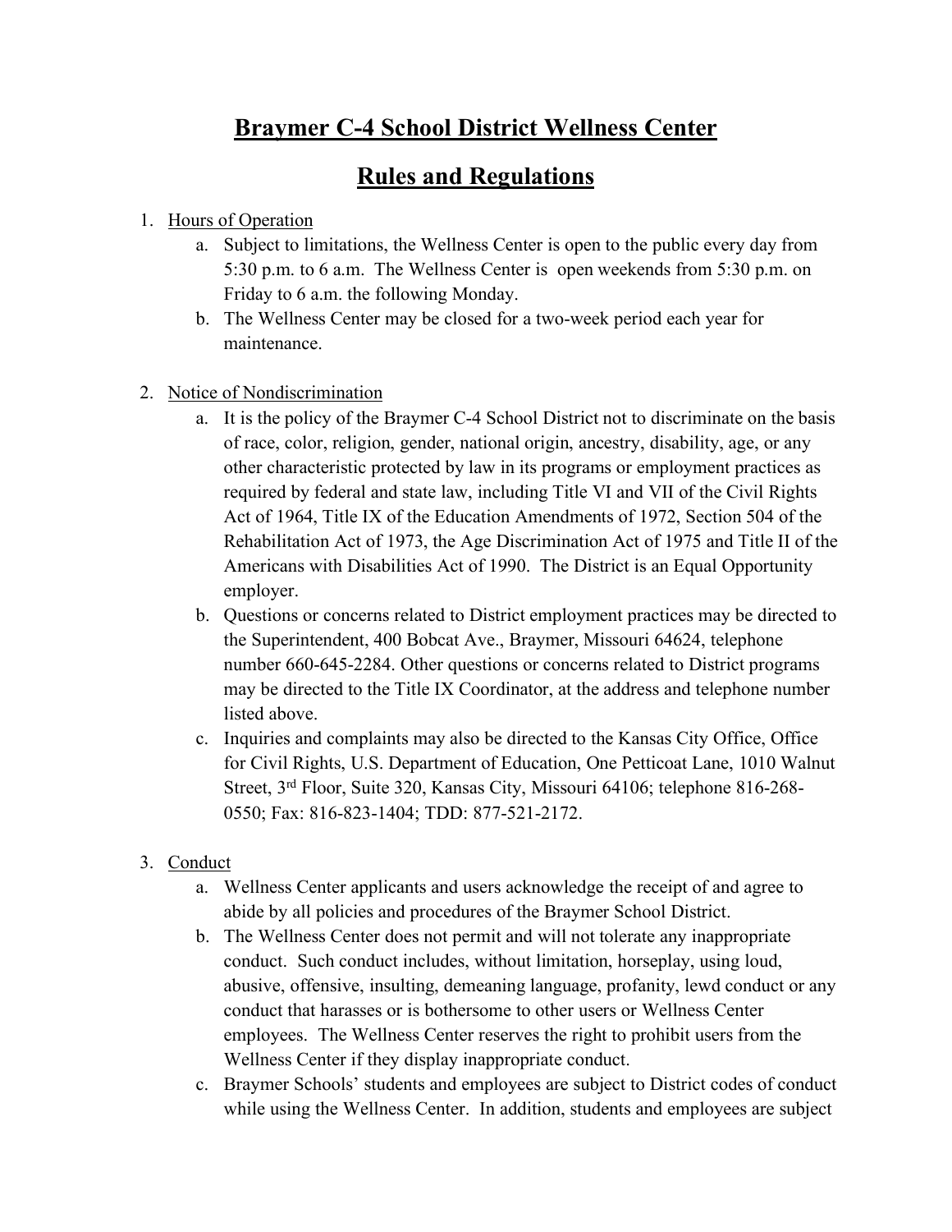# Braymer C-4 School District Wellness Center

# Rules and Regulations

1. Hours of Operation
   a. Subject to limitations, the Wellness Center is open to the public every day from 5:30 p.m. to 6 a.m. The Wellness Center is open weekends from 5:30 p.m. on Friday to 6 a.m. the following Monday.
   b. The Wellness Center may be closed for a two-week period each year for maintenance.

2. Notice of Nondiscrimination
   a. It is the policy of the Braymer C-4 School District not to discriminate on the basis of race, color, religion, gender, national origin, ancestry, disability, age, or any other characteristic protected by law in its programs or employment practices as required by federal and state law, including Title VI and VII of the Civil Rights Act of 1964, Title IX of the Education Amendments of 1972, Section 504 of the Rehabilitation Act of 1973, the Age Discrimination Act of 1975 and Title II of the Americans with Disabilities Act of 1990. The District is an Equal Opportunity employer.
   b. Questions or concerns related to District employment practices may be directed to the Superintendent, 400 Bobcat Ave., Braymer, Missouri 64624, telephone number 660-645-2284. Other questions or concerns related to District programs may be directed to the Title IX Coordinator, at the address and telephone number listed above.
   c. Inquiries and complaints may also be directed to the Kansas City Office, Office for Civil Rights, U.S. Department of Education, One Petticoat Lane, 1010 Walnut Street, 3rd Floor, Suite 320, Kansas City, Missouri 64106; telephone 816-268-0550; Fax: 816-823-1404; TDD: 877-521-2172.

3. Conduct
   a. Wellness Center applicants and users acknowledge the receipt of and agree to abide by all policies and procedures of the Braymer School District.
   b. The Wellness Center does not permit and will not tolerate any inappropriate conduct. Such conduct includes, without limitation, horseplay, using loud, abusive, offensive, insulting, demeaning language, profanity, lewd conduct or any conduct that harasses or is bothersome to other users or Wellness Center employees. The Wellness Center reserves the right to prohibit users from the Wellness Center if they display inappropriate conduct.
   c. Braymer Schools' students and employees are subject to District codes of conduct while using the Wellness Center. In addition, students and employees are subject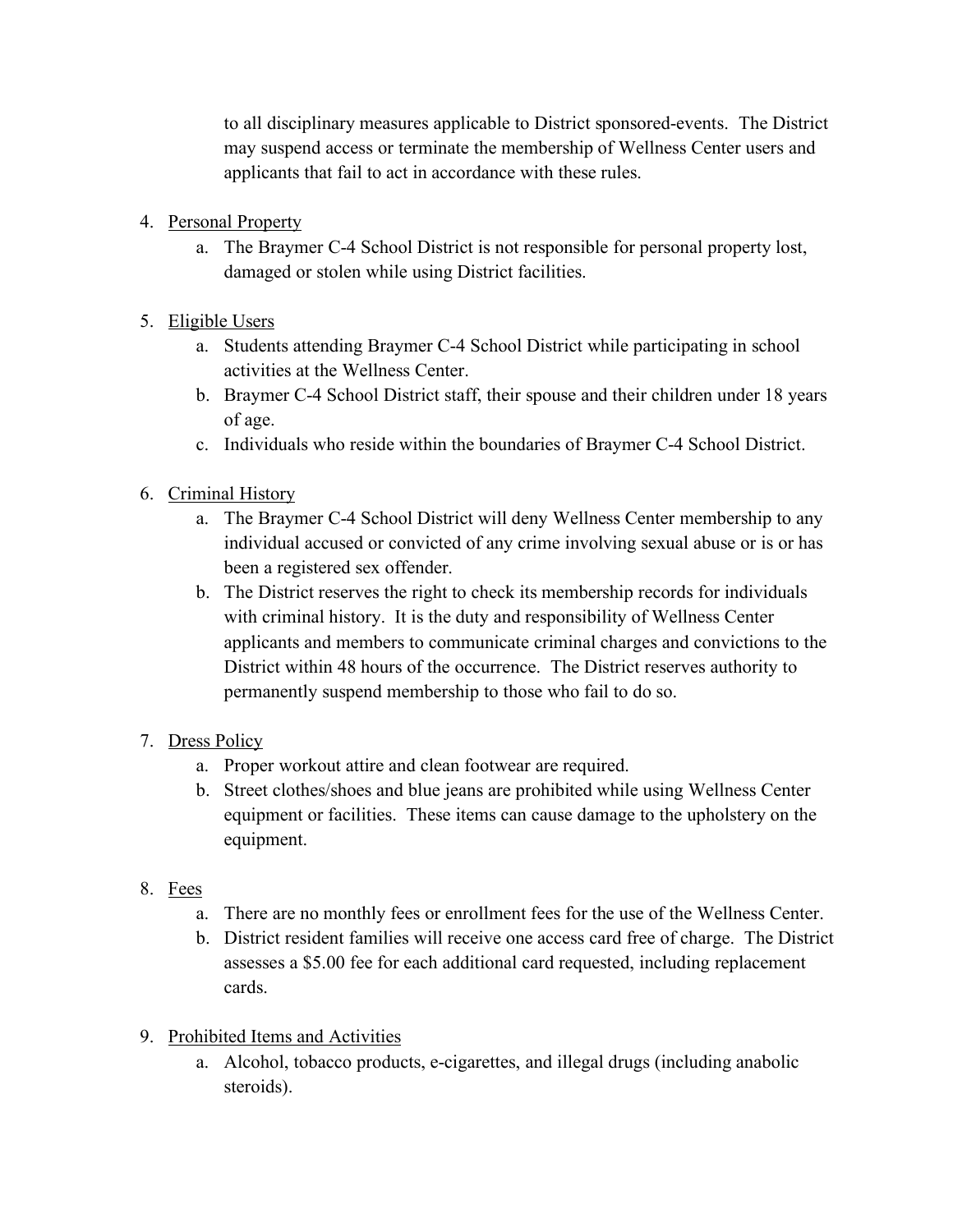to all disciplinary measures applicable to District sponsored-events. The District may suspend access or terminate the membership of Wellness Center users and applicants that fail to act in accordance with these rules.

4. Personal Property
   a. The Braymer C-4 School District is not responsible for personal property lost, damaged or stolen while using District facilities.

5. Eligible Users
   a. Students attending Braymer C-4 School District while participating in school activities at the Wellness Center.
   b. Braymer C-4 School District staff, their spouse and their children under 18 years of age.
   c. Individuals who reside within the boundaries of Braymer C-4 School District.

6. Criminal History
   a. The Braymer C-4 School District will deny Wellness Center membership to any individual accused or convicted of any crime involving sexual abuse or is or has been a registered sex offender.
   b. The District reserves the right to check its membership records for individuals with criminal history. It is the duty and responsibility of Wellness Center applicants and members to communicate criminal charges and convictions to the District within 48 hours of the occurrence. The District reserves authority to permanently suspend membership to those who fail to do so.

7. Dress Policy
   a. Proper workout attire and clean footwear are required.
   b. Street clothes/shoes and blue jeans are prohibited while using Wellness Center equipment or facilities. These items can cause damage to the upholstery on the equipment.

8. Fees
   a. There are no monthly fees or enrollment fees for the use of the Wellness Center.
   b. District resident families will receive one access card free of charge. The District assesses a $5.00 fee for each additional card requested, including replacement cards.

9. Prohibited Items and Activities
   a. Alcohol, tobacco products, e-cigarettes, and illegal drugs (including anabolic steroids).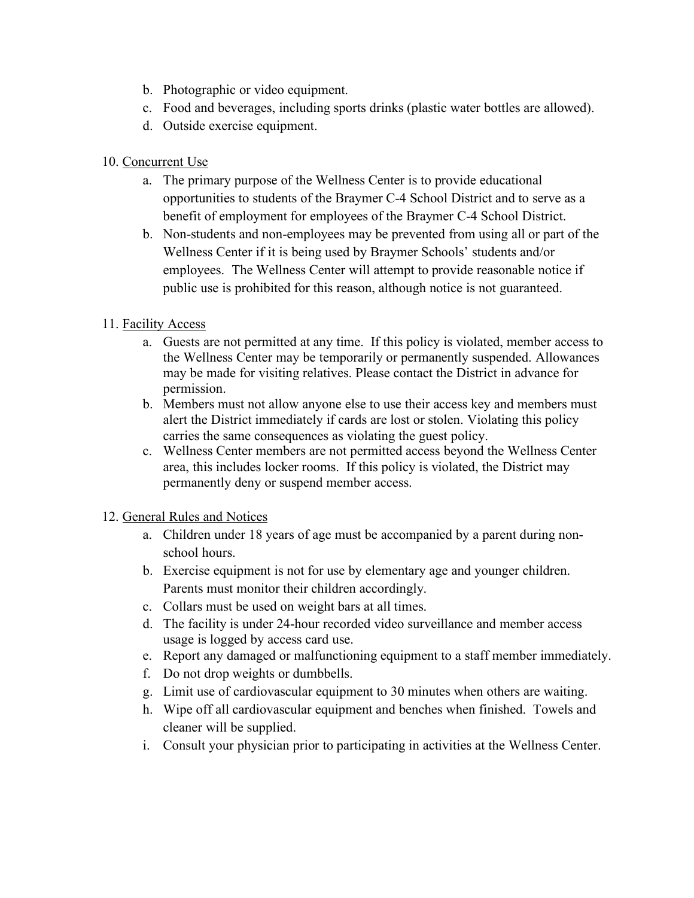b. Photographic or video equipment.
c. Food and beverages, including sports drinks (plastic water bottles are allowed).
d. Outside exercise equipment.

10. Concurrent Use
    a. The primary purpose of the Wellness Center is to provide educational opportunities to students of the Braymer C-4 School District and to serve as a benefit of employment for employees of the Braymer C-4 School District.
    b. Non-students and non-employees may be prevented from using all or part of the Wellness Center if it is being used by Braymer Schools' students and/or employees. The Wellness Center will attempt to provide reasonable notice if public use is prohibited for this reason, although notice is not guaranteed.

11. Facility Access
    a. Guests are not permitted at any time. If this policy is violated, member access to the Wellness Center may be temporarily or permanently suspended. Allowances may be made for visiting relatives. Please contact the District in advance for permission.
    b. Members must not allow anyone else to use their access key and members must alert the District immediately if cards are lost or stolen. Violating this policy carries the same consequences as violating the guest policy.
    c. Wellness Center members are not permitted access beyond the Wellness Center area, this includes locker rooms. If this policy is violated, the District may permanently deny or suspend member access.

12. General Rules and Notices
    a. Children under 18 years of age must be accompanied by a parent during non-school hours.
    b. Exercise equipment is not for use by elementary age and younger children. Parents must monitor their children accordingly.
    c. Collars must be used on weight bars at all times.
    d. The facility is under 24-hour recorded video surveillance and member access usage is logged by access card use.
    e. Report any damaged or malfunctioning equipment to a staff member immediately.
    f. Do not drop weights or dumbbells.
    g. Limit use of cardiovascular equipment to 30 minutes when others are waiting.
    h. Wipe off all cardiovascular equipment and benches when finished. Towels and cleaner will be supplied.
    i. Consult your physician prior to participating in activities at the Wellness Center.